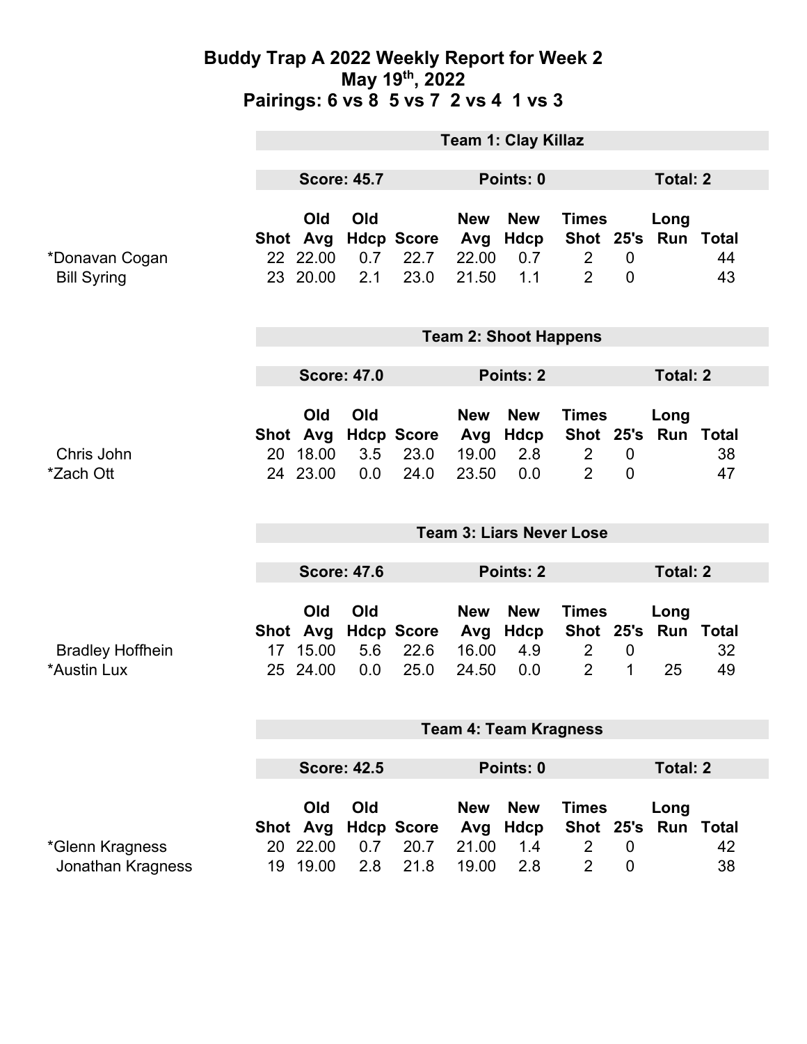# Buddy Trap A 2022 Weekly Report for Week 2
## May 19th, 2022
## Pairings: 6 vs 8 5 vs 7 2 vs 4 1 vs 3

### Team 1: Clay Killaz

**Score: 45.7** | **Points: 0** | **Total: 2**

| | Shot | Old Avg | Old Hdcp | Score | New Avg | New Hdcp | Times Shot | 25's | Long Run | Total |
|---|---|---|---|---|---|---|---|---|---|---|
| *Donavan Cogan | 22 | 22.00 | 0.7 | 22.7 | 22.00 | 0.7 | 2 | 0 | | 44 |
| Bill Syring | 23 | 20.00 | 2.1 | 23.0 | 21.50 | 1.1 | 2 | 0 | | 43 |

### Team 2: Shoot Happens

**Score: 47.0** | **Points: 2** | **Total: 2**

| | Shot | Old Avg | Old Hdcp | Score | New Avg | New Hdcp | Times Shot | 25's | Long Run | Total |
|---|---|---|---|---|---|---|---|---|---|---|
| Chris John | 20 | 18.00 | 3.5 | 23.0 | 19.00 | 2.8 | 2 | 0 | | 38 |
| *Zach Ott | 24 | 23.00 | 0.0 | 24.0 | 23.50 | 0.0 | 2 | 0 | | 47 |

### Team 3: Liars Never Lose

**Score: 47.6** | **Points: 2** | **Total: 2**

| | Shot | Old Avg | Old Hdcp | Score | New Avg | New Hdcp | Times Shot | 25's | Long Run | Total |
|---|---|---|---|---|---|---|---|---|---|---|
| Bradley Hoffhein | 17 | 15.00 | 5.6 | 22.6 | 16.00 | 4.9 | 2 | 0 | | 32 |
| *Austin Lux | 25 | 24.00 | 0.0 | 25.0 | 24.50 | 0.0 | 2 | 1 | 25 | 49 |

### Team 4: Team Kragness

**Score: 42.5** | **Points: 0** | **Total: 2**

| | Shot | Old Avg | Old Hdcp | Score | New Avg | New Hdcp | Times Shot | 25's | Long Run | Total |
|---|---|---|---|---|---|---|---|---|---|---|
| *Glenn Kragness | 20 | 22.00 | 0.7 | 20.7 | 21.00 | 1.4 | 2 | 0 | | 42 |
| Jonathan Kragness | 19 | 19.00 | 2.8 | 21.8 | 19.00 | 2.8 | 2 | 0 | | 38 |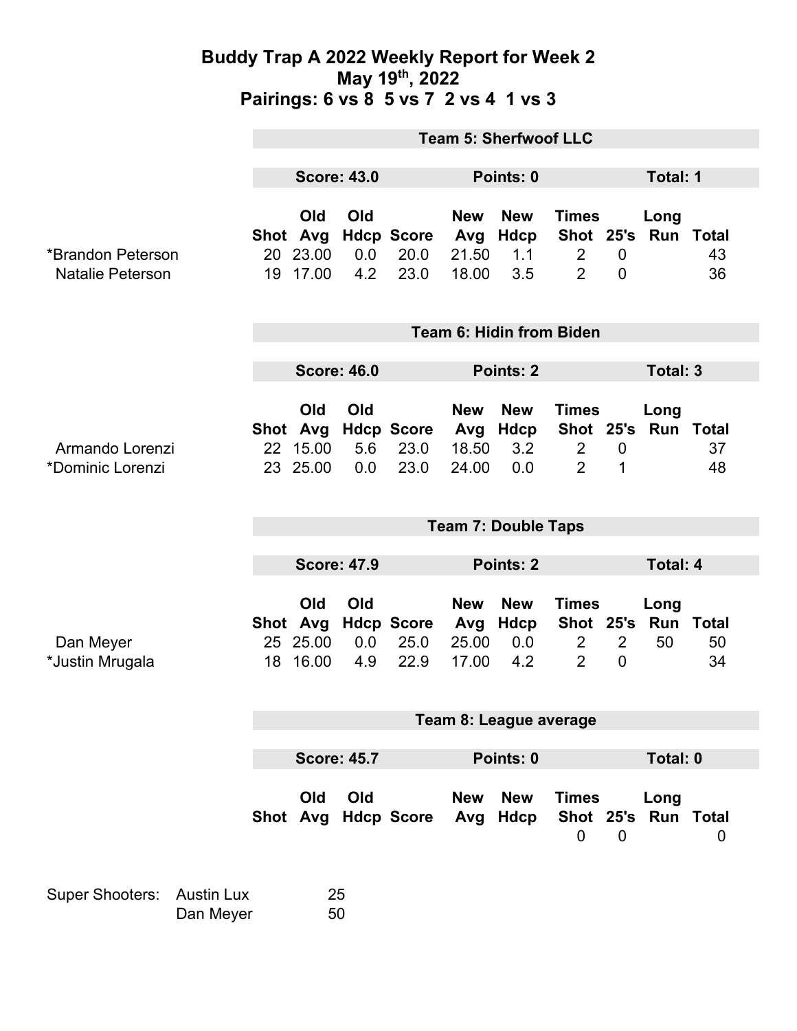# Buddy Trap A 2022 Weekly Report for Week 2
## May 19th, 2022
## Pairings: 6 vs 8 5 vs 7 2 vs 4 1 vs 3

### Team 5: Sherfwoof LLC

**Score: 43.0** | **Points: 0** | **Total: 1**

| | Shot | Old Avg | Old Hdcp | Score | New Avg | New Hdcp | Times Shot | 25's | Long Run | Total |
|---|---|---|---|---|---|---|---|---|---|---|
| *Brandon Peterson | 20 | 23.00 | 0.0 | 20.0 | 21.50 | 1.1 | 2 | 0 | | 43 |
| Natalie Peterson | 19 | 17.00 | 4.2 | 23.0 | 18.00 | 3.5 | 2 | 0 | | 36 |

### Team 6: Hidin from Biden

**Score: 46.0** | **Points: 2** | **Total: 3**

| | Shot | Old Avg | Old Hdcp | Score | New Avg | New Hdcp | Times Shot | 25's | Long Run | Total |
|---|---|---|---|---|---|---|---|---|---|---|
| Armando Lorenzi | 22 | 15.00 | 5.6 | 23.0 | 18.50 | 3.2 | 2 | 0 | | 37 |
| *Dominic Lorenzi | 23 | 25.00 | 0.0 | 23.0 | 24.00 | 0.0 | 2 | 1 | | 48 |

### Team 7: Double Taps

**Score: 47.9** | **Points: 2** | **Total: 4**

| | Shot | Old Avg | Old Hdcp | Score | New Avg | New Hdcp | Times Shot | 25's | Long Run | Total |
|---|---|---|---|---|---|---|---|---|---|---|
| Dan Meyer | 25 | 25.00 | 0.0 | 25.0 | 25.00 | 0.0 | 2 | 2 | 50 | 50 |
| *Justin Mrugala | 18 | 16.00 | 4.9 | 22.9 | 17.00 | 4.2 | 2 | 0 | | 34 |

### Team 8: League average

**Score: 45.7** | **Points: 0** | **Total: 0**

| | Shot | Old Avg | Old Hdcp | Score | New Avg | New Hdcp | Times Shot | 25's | Long Run | Total |
|---|---|---|---|---|---|---|---|---|---|---|
| | | | | | | | 0 | 0 | | 0 |

| Super Shooters: | | |
|---|---|---|
| | Austin Lux | 25 |
| | Dan Meyer | 50 |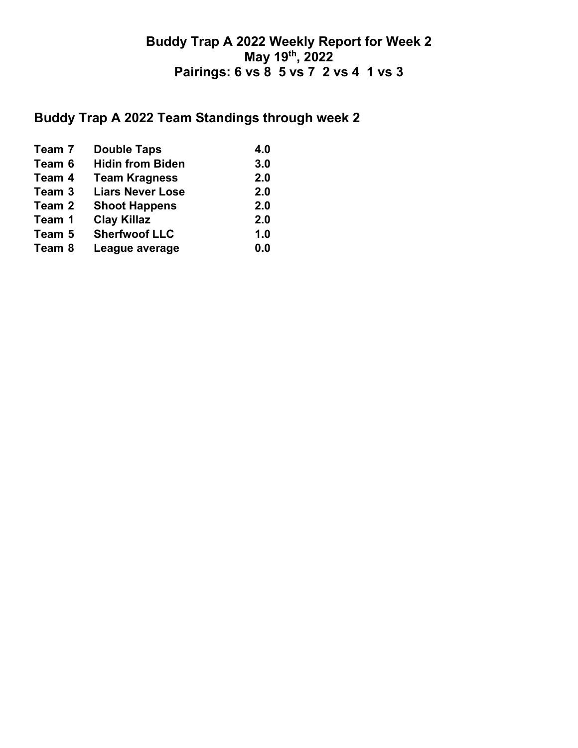# Buddy Trap A 2022 Weekly Report for Week 2
## May 19th, 2022
## Pairings: 6 vs 8  5 vs 7  2 vs 4  1 vs 3

## Buddy Trap A 2022 Team Standings through week 2

| | | |
|---|---|---|
| Team 7 | Double Taps | 4.0 |
| Team 6 | Hidin from Biden | 3.0 |
| Team 4 | Team Kragness | 2.0 |
| Team 3 | Liars Never Lose | 2.0 |
| Team 2 | Shoot Happens | 2.0 |
| Team 1 | Clay Killaz | 2.0 |
| Team 5 | Sherfwoof LLC | 1.0 |
| Team 8 | League average | 0.0 |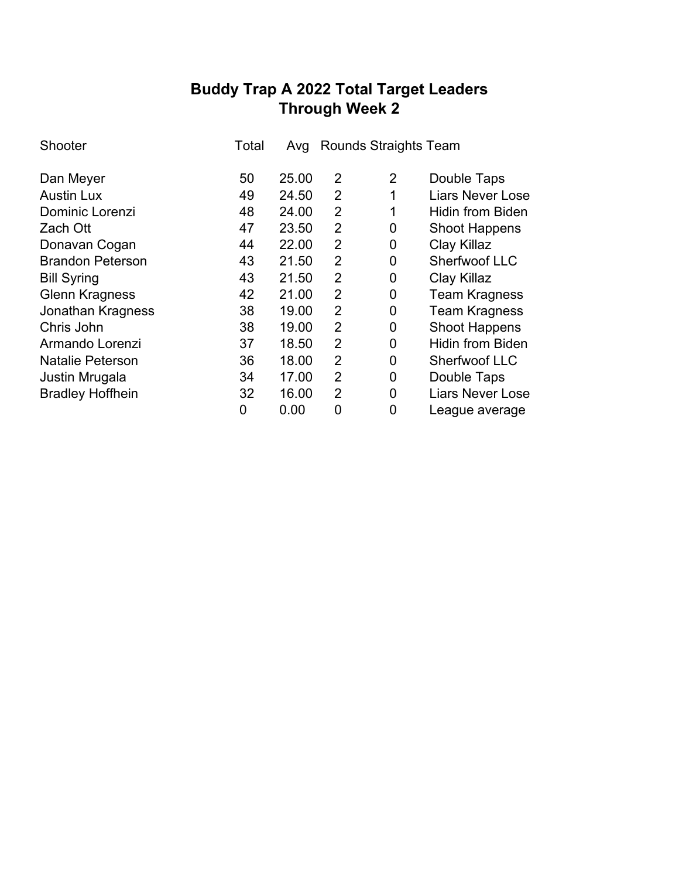# Buddy Trap A 2022 Total Target Leaders
## Through Week 2

| Shooter | Total | Avg | Rounds | Straights | Team |
|---|---|---|---|---|---|
| Dan Meyer | 50 | 25.00 | 2 | 2 | Double Taps |
| Austin Lux | 49 | 24.50 | 2 | 1 | Liars Never Lose |
| Dominic Lorenzi | 48 | 24.00 | 2 | 1 | Hidin from Biden |
| Zach Ott | 47 | 23.50 | 2 | 0 | Shoot Happens |
| Donavan Cogan | 44 | 22.00 | 2 | 0 | Clay Killaz |
| Brandon Peterson | 43 | 21.50 | 2 | 0 | Sherfwoof LLC |
| Bill Syring | 43 | 21.50 | 2 | 0 | Clay Killaz |
| Glenn Kragness | 42 | 21.00 | 2 | 0 | Team Kragness |
| Jonathan Kragness | 38 | 19.00 | 2 | 0 | Team Kragness |
| Chris John | 38 | 19.00 | 2 | 0 | Shoot Happens |
| Armando Lorenzi | 37 | 18.50 | 2 | 0 | Hidin from Biden |
| Natalie Peterson | 36 | 18.00 | 2 | 0 | Sherfwoof LLC |
| Justin Mrugala | 34 | 17.00 | 2 | 0 | Double Taps |
| Bradley Hoffhein | 32 | 16.00 | 2 | 0 | Liars Never Lose |
| | 0 | 0.00 | 0 | 0 | League average |